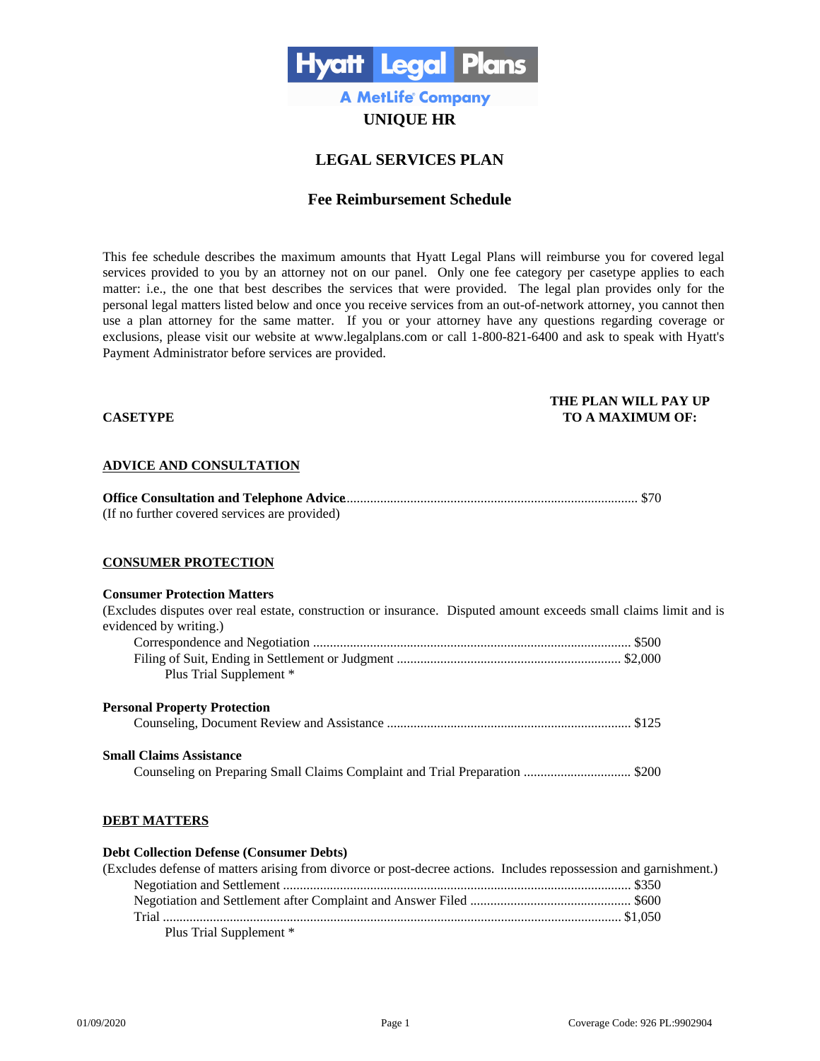Hyatt Legal Plans
A MetLife Company

# UNIQUE HR

## LEGAL SERVICES PLAN

### Fee Reimbursement Schedule

This fee schedule describes the maximum amounts that Hyatt Legal Plans will reimburse you for covered legal services provided to you by an attorney not on our panel. Only one fee category per casetype applies to each matter: i.e., the one that best describes the services that were provided. The legal plan provides only for the personal legal matters listed below and once you receive services from an out-of-network attorney, you cannot then use a plan attorney for the same matter. If you or your attorney have any questions regarding coverage or exclusions, please visit our website at www.legalplans.com or call 1-800-821-6400 and ask to speak with Hyatt's Payment Administrator before services are provided.

| CASETYPE | THE PLAN WILL PAY UP TO A MAXIMUM OF: |
|---|---|

**ADVICE AND CONSULTATION**

**Office Consultation and Telephone Advice** ........ $70
(If no further covered services are provided)

**CONSUMER PROTECTION**

**Consumer Protection Matters**
(Excludes disputes over real estate, construction or insurance. Disputed amount exceeds small claims limit and is evidenced by writing.)

- Correspondence and Negotiation ........ $500
- Filing of Suit, Ending in Settlement or Judgment ........ $2,000
  - Plus Trial Supplement *

**Personal Property Protection**

- Counseling, Document Review and Assistance ........ $125

**Small Claims Assistance**

- Counseling on Preparing Small Claims Complaint and Trial Preparation ........ $200

**DEBT MATTERS**

**Debt Collection Defense (Consumer Debts)**
(Excludes defense of matters arising from divorce or post-decree actions. Includes repossession and garnishment.)

- Negotiation and Settlement ........ $350
- Negotiation and Settlement after Complaint and Answer Filed ........ $600
- Trial ........ $1,050
  - Plus Trial Supplement *

01/09/2020 Coverage Code: 926 PL:9902904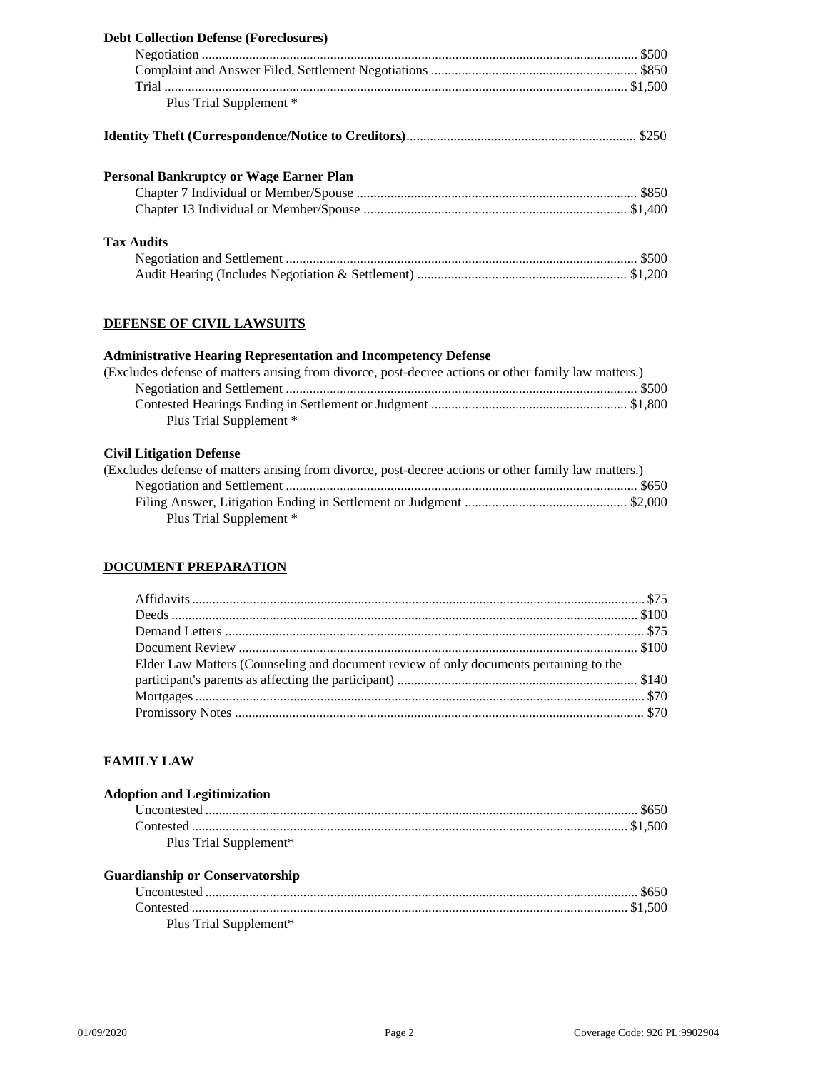**Debt Collection Defense (Foreclosures)**

Negotiation ................................................................................................................ $500
Complaint and Answer Filed, Settlement Negotiations ............................................................ $850
Trial ........................................................................................................................ $1,500
Plus Trial Supplement *

**Identity Theft (Correspondence/Notice to Creditors)**.................................................................... $250

**Personal Bankruptcy or Wage Earner Plan**

Chapter 7 Individual or Member/Spouse .................................................................................. $850
Chapter 13 Individual or Member/Spouse ............................................................................. $1,400

**Tax Audits**

Negotiation and Settlement ....................................................................................................... $500
Audit Hearing (Includes Negotiation & Settlement) ............................................................. $1,200

## DEFENSE OF CIVIL LAWSUITS

**Administrative Hearing Representation and Incompetency Defense**

(Excludes defense of matters arising from divorce, post-decree actions or other family law matters.)

Negotiation and Settlement ....................................................................................................... $500
Contested Hearings Ending in Settlement or Judgment .......................................................... $1,800
Plus Trial Supplement *

**Civil Litigation Defense**

(Excludes defense of matters arising from divorce, post-decree actions or other family law matters.)

Negotiation and Settlement ....................................................................................................... $650
Filing Answer, Litigation Ending in Settlement or Judgment ................................................ $2,000
Plus Trial Supplement *

## DOCUMENT PREPARATION

Affidavits ..................................................................................................................................... $75
Deeds ......................................................................................................................................... $100
Demand Letters ........................................................................................................................... $75
Document Review ..................................................................................................................... $100
Elder Law Matters (Counseling and document review of only documents pertaining to the participant's parents as affecting the participant) ....................................................................... $140
Mortgages .................................................................................................................................... $70
Promissory Notes ........................................................................................................................ $70

## FAMILY LAW

**Adoption and Legitimization**

Uncontested .............................................................................................................................. $650
Contested ................................................................................................................................ $1,500
Plus Trial Supplement*

**Guardianship or Conservatorship**

Uncontested .............................................................................................................................. $650
Contested ................................................................................................................................ $1,500
Plus Trial Supplement*

01/09/2020 Coverage Code: 926 PL:9902904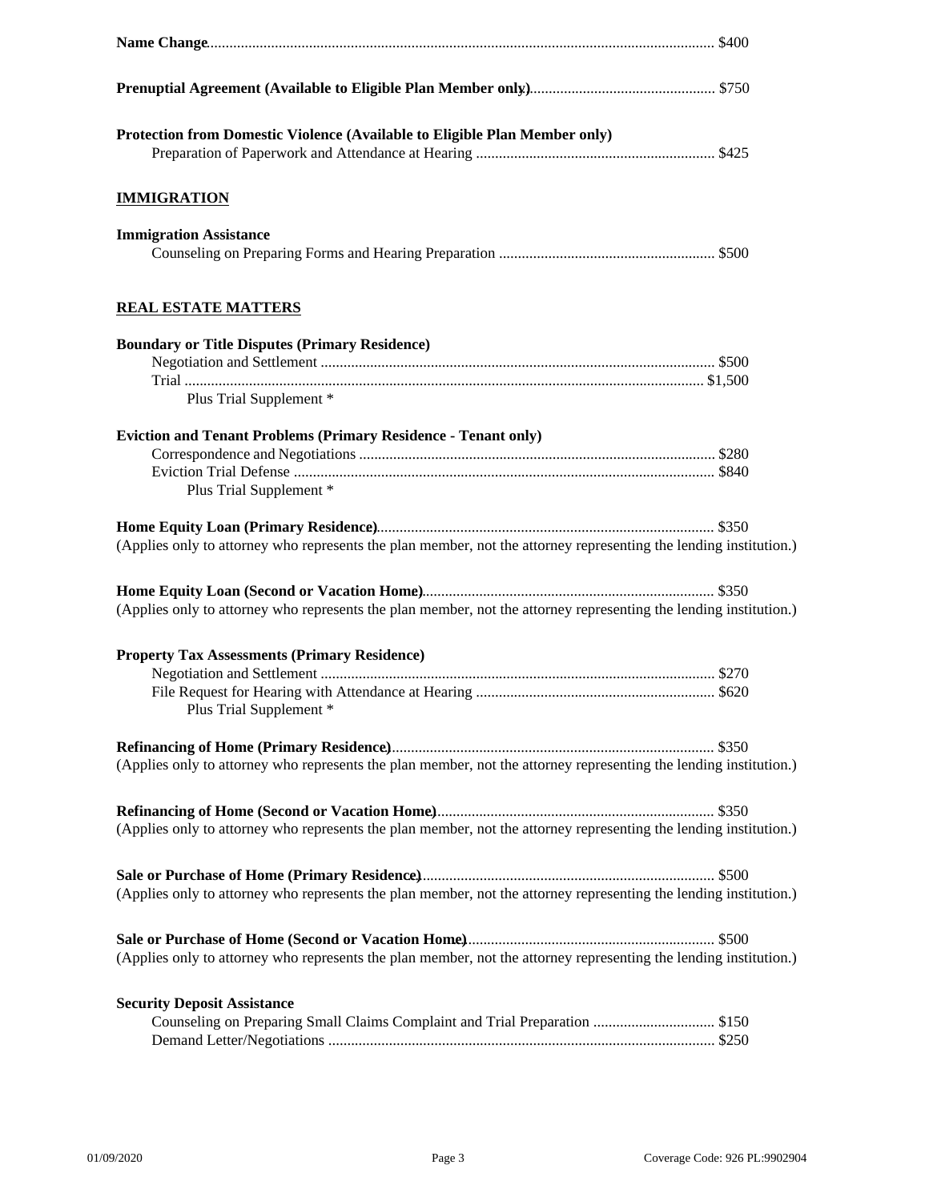**Name Change** ..................... $400

**Prenuptial Agreement (Available to Eligible Plan Member only)** ..................... $750

**Protection from Domestic Violence (Available to Eligible Plan Member only)**

Preparation of Paperwork and Attendance at Hearing ..................... $425

## IMMIGRATION

**Immigration Assistance**

Counseling on Preparing Forms and Hearing Preparation ..................... $500

## REAL ESTATE MATTERS

**Boundary or Title Disputes (Primary Residence)**

Negotiation and Settlement ..................... $500
Trial ..................... $1,500
Plus Trial Supplement *

**Eviction and Tenant Problems (Primary Residence - Tenant only)**

Correspondence and Negotiations ..................... $280
Eviction Trial Defense ..................... $840
Plus Trial Supplement *

**Home Equity Loan (Primary Residence)** ..................... $350
(Applies only to attorney who represents the plan member, not the attorney representing the lending institution.)

**Home Equity Loan (Second or Vacation Home)** ..................... $350
(Applies only to attorney who represents the plan member, not the attorney representing the lending institution.)

**Property Tax Assessments (Primary Residence)**

Negotiation and Settlement ..................... $270
File Request for Hearing with Attendance at Hearing ..................... $620
Plus Trial Supplement *

**Refinancing of Home (Primary Residence)** ..................... $350
(Applies only to attorney who represents the plan member, not the attorney representing the lending institution.)

**Refinancing of Home (Second or Vacation Home)** ..................... $350
(Applies only to attorney who represents the plan member, not the attorney representing the lending institution.)

**Sale or Purchase of Home (Primary Residence)** ..................... $500
(Applies only to attorney who represents the plan member, not the attorney representing the lending institution.)

**Sale or Purchase of Home (Second or Vacation Home)** ..................... $500
(Applies only to attorney who represents the plan member, not the attorney representing the lending institution.)

**Security Deposit Assistance**

Counseling on Preparing Small Claims Complaint and Trial Preparation ..................... $150
Demand Letter/Negotiations ..................... $250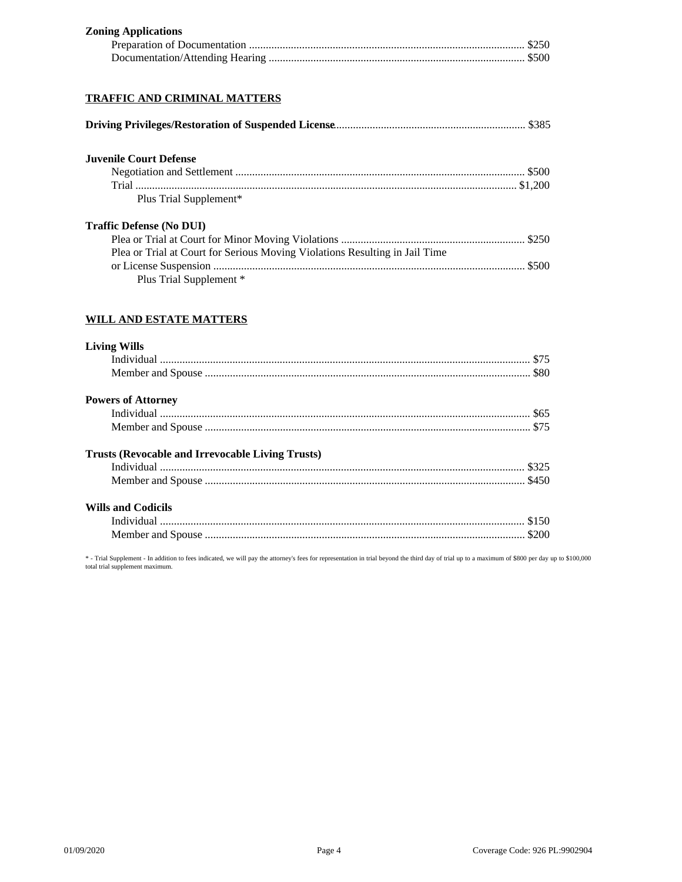**Zoning Applications**

Preparation of Documentation .................................................................................................. $250
Documentation/Attending Hearing ........................................................................................... $500

## TRAFFIC AND CRIMINAL MATTERS

**Driving Privileges/Restoration of Suspended License**.................................................................... $385

**Juvenile Court Defense**

Negotiation and Settlement ...................................................................................................... $500
Trial ........................................................................................................................................ $1,200
Plus Trial Supplement*

**Traffic Defense (No DUI)**

Plea or Trial at Court for Minor Moving Violations ................................................................. $250
Plea or Trial at Court for Serious Moving Violations Resulting in Jail Time or License Suspension ............................................................................................................... $500
Plus Trial Supplement *

## WILL AND ESTATE MATTERS

**Living Wills**

Individual .................................................................................................................................. $75
Member and Spouse .................................................................................................................. $80

**Powers of Attorney**

Individual .................................................................................................................................. $65
Member and Spouse .................................................................................................................. $75

**Trusts (Revocable and Irrevocable Living Trusts)**

Individual ................................................................................................................................. $325
Member and Spouse ................................................................................................................. $450

**Wills and Codicils**

Individual ................................................................................................................................. $150
Member and Spouse ................................................................................................................. $200

* - Trial Supplement - In addition to fees indicated, we will pay the attorney's fees for representation in trial beyond the third day of trial up to a maximum of $800 per day up to $100,000 total trial supplement maximum.